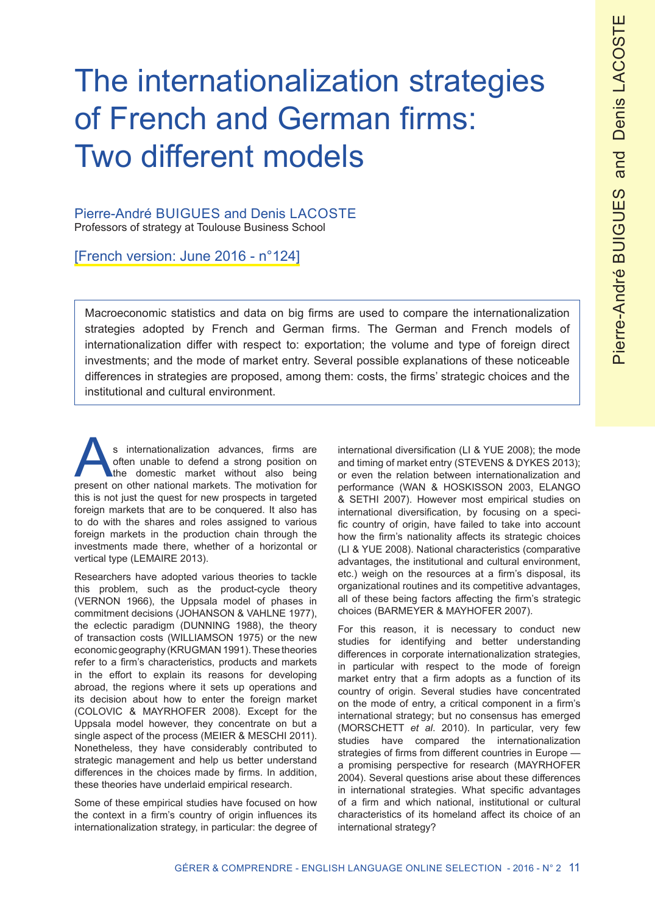# The internationalization strategies of French and German firms: Two different models

Pierre-André BUIGUES and Denis LACOSTE
Professors of strategy at Toulouse Business School

[French version: June 2016 - n°124]

> Macroeconomic statistics and data on big firms are used to compare the internationalization strategies adopted by French and German firms. The German and French models of internationalization differ with respect to: exportation; the volume and type of foreign direct investments; and the mode of market entry. Several possible explanations of these noticeable differences in strategies are proposed, among them: costs, the firms' strategic choices and the institutional and cultural environment.

As internationalization advances, firms are often unable to defend a strong position on the domestic market without also being present on other national markets. The motivation for this is not just the quest for new prospects in targeted foreign markets that are to be conquered. It also has to do with the shares and roles assigned to various foreign markets in the production chain through the investments made there, whether of a horizontal or vertical type (LEMAIRE 2013).

Researchers have adopted various theories to tackle this problem, such as the product-cycle theory (VERNON 1966), the Uppsala model of phases in commitment decisions (JOHANSON & VAHLNE 1977), the eclectic paradigm (DUNNING 1988), the theory of transaction costs (WILLIAMSON 1975) or the new economic geography (KRUGMAN 1991). These theories refer to a firm's characteristics, products and markets in the effort to explain its reasons for developing abroad, the regions where it sets up operations and its decision about how to enter the foreign market (COLOVIC & MAYRHOFER 2008). Except for the Uppsala model however, they concentrate on but a single aspect of the process (MEIER & MESCHI 2011). Nonetheless, they have considerably contributed to strategic management and help us better understand differences in the choices made by firms. In addition, these theories have underlaid empirical research.

Some of these empirical studies have focused on how the context in a firm's country of origin influences its internationalization strategy, in particular: the degree of international diversification (LI & YUE 2008); the mode and timing of market entry (STEVENS & DYKES 2013); or even the relation between internationalization and performance (WAN & HOSKISSON 2003, ELANGO & SETHI 2007). However most empirical studies on international diversification, by focusing on a specific country of origin, have failed to take into account how the firm's nationality affects its strategic choices (LI & YUE 2008). National characteristics (comparative advantages, the institutional and cultural environment, etc.) weigh on the resources at a firm's disposal, its organizational routines and its competitive advantages, all of these being factors affecting the firm's strategic choices (BARMEYER & MAYHOFER 2007).

For this reason, it is necessary to conduct new studies for identifying and better understanding differences in corporate internationalization strategies, in particular with respect to the mode of foreign market entry that a firm adopts as a function of its country of origin. Several studies have concentrated on the mode of entry, a critical component in a firm's international strategy; but no consensus has emerged (MORSCHETT *et al*. 2010). In particular, very few studies have compared the internationalization strategies of firms from different countries in Europe — a promising perspective for research (MAYRHOFER 2004). Several questions arise about these differences in international strategies. What specific advantages of a firm and which national, institutional or cultural characteristics of its homeland affect its choice of an international strategy?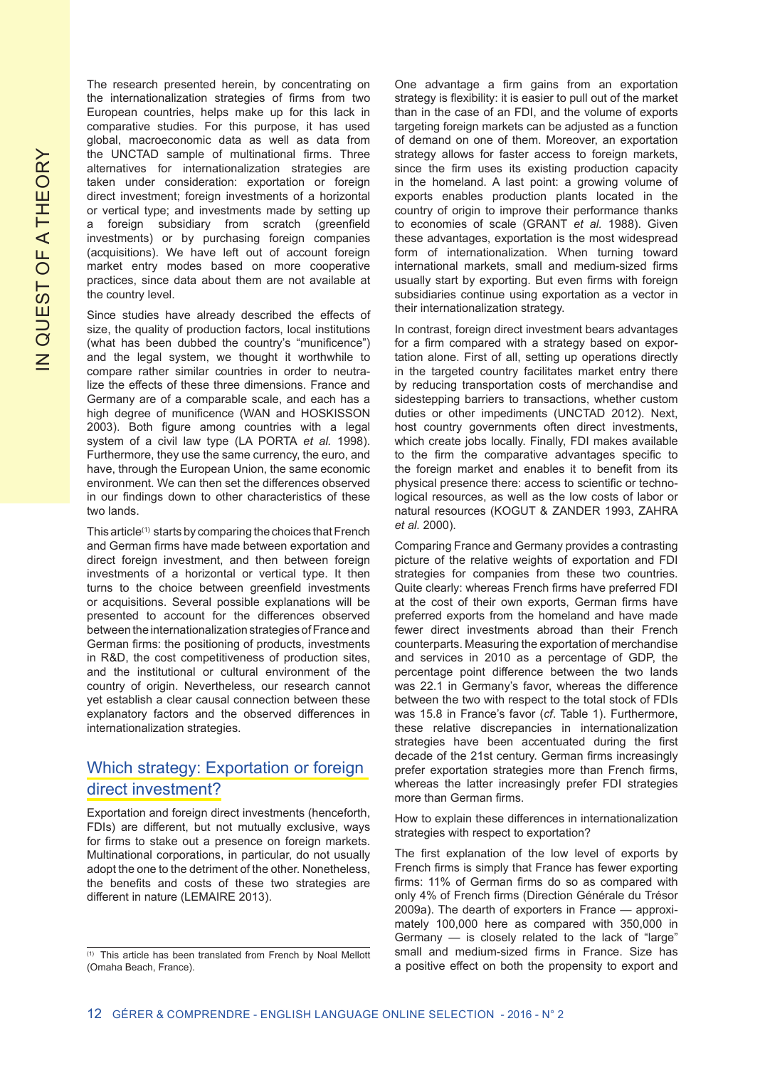The research presented herein, by concentrating on the internationalization strategies of firms from two European countries, helps make up for this lack in comparative studies. For this purpose, it has used global, macroeconomic data as well as data from the UNCTAD sample of multinational firms. Three alternatives for internationalization strategies are taken under consideration: exportation or foreign direct investment; foreign investments of a horizontal or vertical type; and investments made by setting up a foreign subsidiary from scratch (greenfield investments) or by purchasing foreign companies (acquisitions). We have left out of account foreign market entry modes based on more cooperative practices, since data about them are not available at the country level.

Since studies have already described the effects of size, the quality of production factors, local institutions (what has been dubbed the country's "munificence") and the legal system, we thought it worthwhile to compare rather similar countries in order to neutralize the effects of these three dimensions. France and Germany are of a comparable scale, and each has a high degree of munificence (WAN and HOSKISSON 2003). Both figure among countries with a legal system of a civil law type (LA PORTA *et al.* 1998). Furthermore, they use the same currency, the euro, and have, through the European Union, the same economic environment. We can then set the differences observed in our findings down to other characteristics of these two lands.

This article[1] starts by comparing the choices that French and German firms have made between exportation and direct foreign investment, and then between foreign investments of a horizontal or vertical type. It then turns to the choice between greenfield investments or acquisitions. Several possible explanations will be presented to account for the differences observed between the internationalization strategies of France and German firms: the positioning of products, investments in R&D, the cost competitiveness of production sites, and the institutional or cultural environment of the country of origin. Nevertheless, our research cannot yet establish a clear causal connection between these explanatory factors and the observed differences in internationalization strategies.

## Which strategy: Exportation or foreign direct investment?

Exportation and foreign direct investments (henceforth, FDIs) are different, but not mutually exclusive, ways for firms to stake out a presence on foreign markets. Multinational corporations, in particular, do not usually adopt the one to the detriment of the other. Nonetheless, the benefits and costs of these two strategies are different in nature (LEMAIRE 2013).

One advantage a firm gains from an exportation strategy is flexibility: it is easier to pull out of the market than in the case of an FDI, and the volume of exports targeting foreign markets can be adjusted as a function of demand on one of them. Moreover, an exportation strategy allows for faster access to foreign markets, since the firm uses its existing production capacity in the homeland. A last point: a growing volume of exports enables production plants located in the country of origin to improve their performance thanks to economies of scale (GRANT *et al.* 1988). Given these advantages, exportation is the most widespread form of internationalization. When turning toward international markets, small and medium-sized firms usually start by exporting. But even firms with foreign subsidiaries continue using exportation as a vector in their internationalization strategy.

In contrast, foreign direct investment bears advantages for a firm compared with a strategy based on exportation alone. First of all, setting up operations directly in the targeted country facilitates market entry there by reducing transportation costs of merchandise and sidestepping barriers to transactions, whether custom duties or other impediments (UNCTAD 2012). Next, host country governments often direct investments, which create jobs locally. Finally, FDI makes available to the firm the comparative advantages specific to the foreign market and enables it to benefit from its physical presence there: access to scientific or technological resources, as well as the low costs of labor or natural resources (KOGUT & ZANDER 1993, ZAHRA *et al.* 2000).

Comparing France and Germany provides a contrasting picture of the relative weights of exportation and FDI strategies for companies from these two countries. Quite clearly: whereas French firms have preferred FDI at the cost of their own exports, German firms have preferred exports from the homeland and have made fewer direct investments abroad than their French counterparts. Measuring the exportation of merchandise and services in 2010 as a percentage of GDP, the percentage point difference between the two lands was 22.1 in Germany's favor, whereas the difference between the two with respect to the total stock of FDIs was 15.8 in France's favor (*cf.* Table 1). Furthermore, these relative discrepancies in internationalization strategies have been accentuated during the first decade of the 21st century. German firms increasingly prefer exportation strategies more than French firms, whereas the latter increasingly prefer FDI strategies more than German firms.

How to explain these differences in internationalization strategies with respect to exportation?

The first explanation of the low level of exports by French firms is simply that France has fewer exporting firms: 11% of German firms do so as compared with only 4% of French firms (Direction Générale du Trésor 2009a). The dearth of exporters in France — approximately 100,000 here as compared with 350,000 in Germany — is closely related to the lack of "large" small and medium-sized firms in France. Size has a positive effect on both the propensity to export and

[1] This article has been translated from French by Noal Mellott (Omaha Beach, France).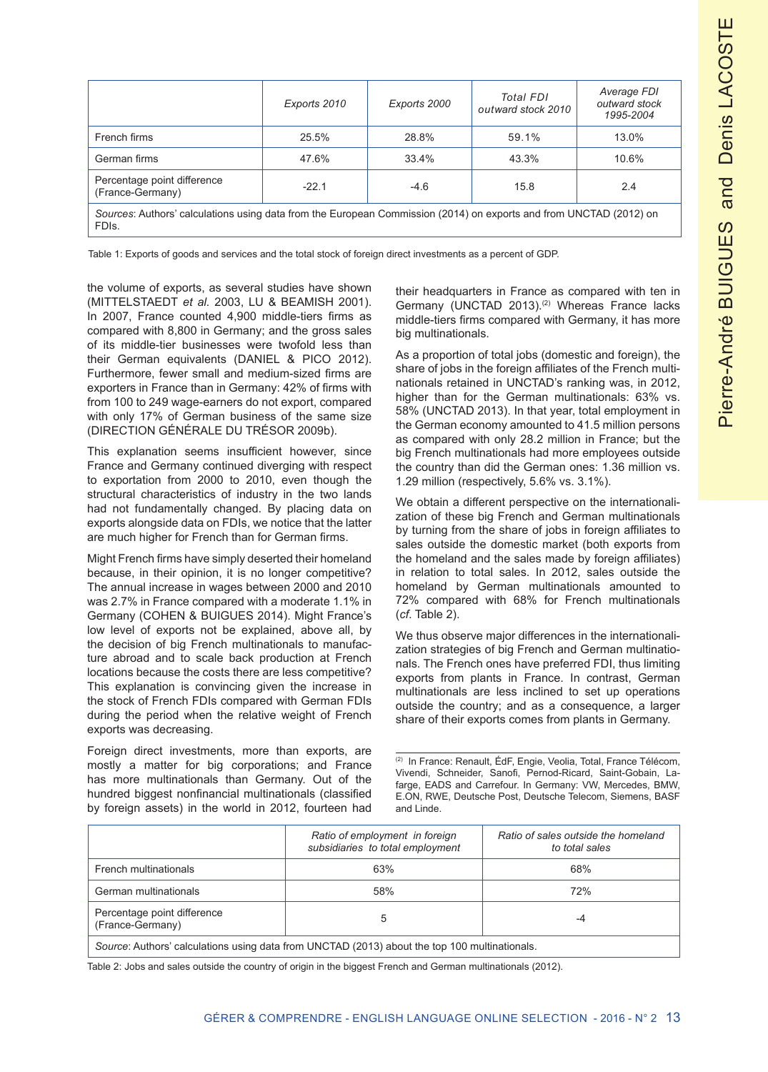| | Exports 2010 | Exports 2000 | Total FDI outward stock 2010 | Average FDI outward stock 1995-2004 |
|---|---|---|---|---|
| French firms | 25.5% | 28.8% | 59.1% | 13.0% |
| German firms | 47.6% | 33.4% | 43.3% | 10.6% |
| Percentage point difference (France-Germany) | -22.1 | -4.6 | 15.8 | 2.4 |
| *Sources*: Authors' calculations using data from the European Commission (2014) on exports and from UNCTAD (2012) on FDIs. | | | | |

Table 1: Exports of goods and services and the total stock of foreign direct investments as a percent of GDP.

the volume of exports, as several studies have shown (MITTELSTAEDT *et al.* 2003, LU & BEAMISH 2001). In 2007, France counted 4,900 middle-tiers firms as compared with 8,800 in Germany; and the gross sales of its middle-tier businesses were twofold less than their German equivalents (DANIEL & PICO 2012). Furthermore, fewer small and medium-sized firms are exporters in France than in Germany: 42% of firms with from 100 to 249 wage-earners do not export, compared with only 17% of German business of the same size (DIRECTION GÉNÉRALE DU TRÉSOR 2009b).

This explanation seems insufficient however, since France and Germany continued diverging with respect to exportation from 2000 to 2010, even though the structural characteristics of industry in the two lands had not fundamentally changed. By placing data on exports alongside data on FDIs, we notice that the latter are much higher for French than for German firms.

Might French firms have simply deserted their homeland because, in their opinion, it is no longer competitive? The annual increase in wages between 2000 and 2010 was 2.7% in France compared with a moderate 1.1% in Germany (COHEN & BUIGUES 2014). Might France's low level of exports not be explained, above all, by the decision of big French multinationals to manufacture abroad and to scale back production at French locations because the costs there are less competitive? This explanation is convincing given the increase in the stock of French FDIs compared with German FDIs during the period when the relative weight of French exports was decreasing.

Foreign direct investments, more than exports, are mostly a matter for big corporations; and France has more multinationals than Germany. Out of the hundred biggest nonfinancial multinationals (classified by foreign assets) in the world in 2012, fourteen had their headquarters in France as compared with ten in Germany (UNCTAD 2013).[2] Whereas France lacks middle-tiers firms compared with Germany, it has more big multinationals.

As a proportion of total jobs (domestic and foreign), the share of jobs in the foreign affiliates of the French multinationals retained in UNCTAD's ranking was, in 2012, higher than for the German multinationals: 63% vs. 58% (UNCTAD 2013). In that year, total employment in the German economy amounted to 41.5 million persons as compared with only 28.2 million in France; but the big French multinationals had more employees outside the country than did the German ones: 1.36 million vs. 1.29 million (respectively, 5.6% vs. 3.1%).

We obtain a different perspective on the internationalization of these big French and German multinationals by turning from the share of jobs in foreign affiliates to sales outside the domestic market (both exports from the homeland and the sales made by foreign affiliates) in relation to total sales. In 2012, sales outside the homeland by German multinationals amounted to 72% compared with 68% for French multinationals (*cf.* Table 2).

We thus observe major differences in the internationalization strategies of big French and German multinationals. The French ones have preferred FDI, thus limiting exports from plants in France. In contrast, German multinationals are less inclined to set up operations outside the country; and as a consequence, a larger share of their exports comes from plants in Germany.

[2] In France: Renault, ÉdF, Engie, Veolia, Total, France Télécom, Vivendi, Schneider, Sanofi, Pernod-Ricard, Saint-Gobain, Lafarge, EADS and Carrefour. In Germany: VW, Mercedes, BMW, E.ON, RWE, Deutsche Post, Deutsche Telecom, Siemens, BASF and Linde.

| | Ratio of employment in foreign subsidiaries to total employment | Ratio of sales outside the homeland to total sales |
|---|---|---|
| French multinationals | 63% | 68% |
| German multinationals | 58% | 72% |
| Percentage point difference (France-Germany) | 5 | -4 |
| *Source*: Authors' calculations using data from UNCTAD (2013) about the top 100 multinationals. | | |

Table 2: Jobs and sales outside the country of origin in the biggest French and German multinationals (2012).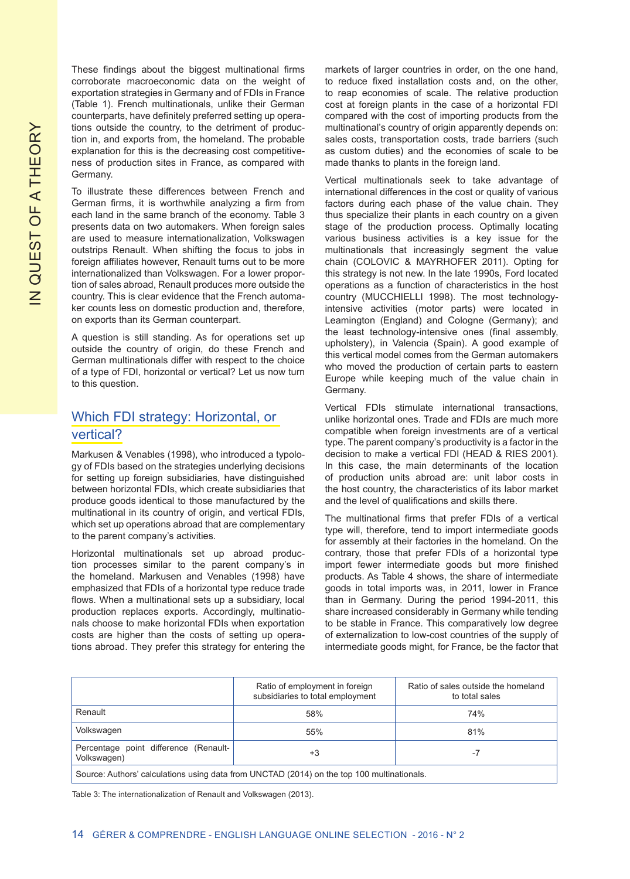These findings about the biggest multinational firms corroborate macroeconomic data on the weight of exportation strategies in Germany and of FDIs in France (Table 1). French multinationals, unlike their German counterparts, have definitely preferred setting up operations outside the country, to the detriment of production in, and exports from, the homeland. The probable explanation for this is the decreasing cost competitiveness of production sites in France, as compared with Germany.

To illustrate these differences between French and German firms, it is worthwhile analyzing a firm from each land in the same branch of the economy. Table 3 presents data on two automakers. When foreign sales are used to measure internationalization, Volkswagen outstrips Renault. When shifting the focus to jobs in foreign affiliates however, Renault turns out to be more internationalized than Volkswagen. For a lower proportion of sales abroad, Renault produces more outside the country. This is clear evidence that the French automaker counts less on domestic production and, therefore, on exports than its German counterpart.

A question is still standing. As for operations set up outside the country of origin, do these French and German multinationals differ with respect to the choice of a type of FDI, horizontal or vertical? Let us now turn to this question.

## Which FDI strategy: Horizontal, or vertical?

Markusen & Venables (1998), who introduced a typology of FDIs based on the strategies underlying decisions for setting up foreign subsidiaries, have distinguished between horizontal FDIs, which create subsidiaries that produce goods identical to those manufactured by the multinational in its country of origin, and vertical FDIs, which set up operations abroad that are complementary to the parent company's activities.

Horizontal multinationals set up abroad production processes similar to the parent company's in the homeland. Markusen and Venables (1998) have emphasized that FDIs of a horizontal type reduce trade flows. When a multinational sets up a subsidiary, local production replaces exports. Accordingly, multinationals choose to make horizontal FDIs when exportation costs are higher than the costs of setting up operations abroad. They prefer this strategy for entering the markets of larger countries in order, on the one hand, to reduce fixed installation costs and, on the other, to reap economies of scale. The relative production cost at foreign plants in the case of a horizontal FDI compared with the cost of importing products from the multinational's country of origin apparently depends on: sales costs, transportation costs, trade barriers (such as custom duties) and the economies of scale to be made thanks to plants in the foreign land.

Vertical multinationals seek to take advantage of international differences in the cost or quality of various factors during each phase of the value chain. They thus specialize their plants in each country on a given stage of the production process. Optimally locating various business activities is a key issue for the multinationals that increasingly segment the value chain (COLOVIC & MAYRHOFER 2011). Opting for this strategy is not new. In the late 1990s, Ford located operations as a function of characteristics in the host country (MUCCHIELLI 1998). The most technology-intensive activities (motor parts) were located in Leamington (England) and Cologne (Germany); and the least technology-intensive ones (final assembly, upholstery), in Valencia (Spain). A good example of this vertical model comes from the German automakers who moved the production of certain parts to eastern Europe while keeping much of the value chain in Germany.

Vertical FDIs stimulate international transactions, unlike horizontal ones. Trade and FDIs are much more compatible when foreign investments are of a vertical type. The parent company's productivity is a factor in the decision to make a vertical FDI (HEAD & RIES 2001). In this case, the main determinants of the location of production units abroad are: unit labor costs in the host country, the characteristics of its labor market and the level of qualifications and skills there.

The multinational firms that prefer FDIs of a vertical type will, therefore, tend to import intermediate goods for assembly at their factories in the homeland. On the contrary, those that prefer FDIs of a horizontal type import fewer intermediate goods but more finished products. As Table 4 shows, the share of intermediate goods in total imports was, in 2011, lower in France than in Germany. During the period 1994-2011, this share increased considerably in Germany while tending to be stable in France. This comparatively low degree of externalization to low-cost countries of the supply of intermediate goods might, for France, be the factor that

| | Ratio of employment in foreign subsidiaries to total employment | Ratio of sales outside the homeland to total sales |
|---|---|---|
| Renault | 58% | 74% |
| Volkswagen | 55% | 81% |
| Percentage point difference (Renault-Volkswagen) | +3 | -7 |
| Source: Authors' calculations using data from UNCTAD (2014) on the top 100 multinationals. | | |

Table 3: The internationalization of Renault and Volkswagen (2013).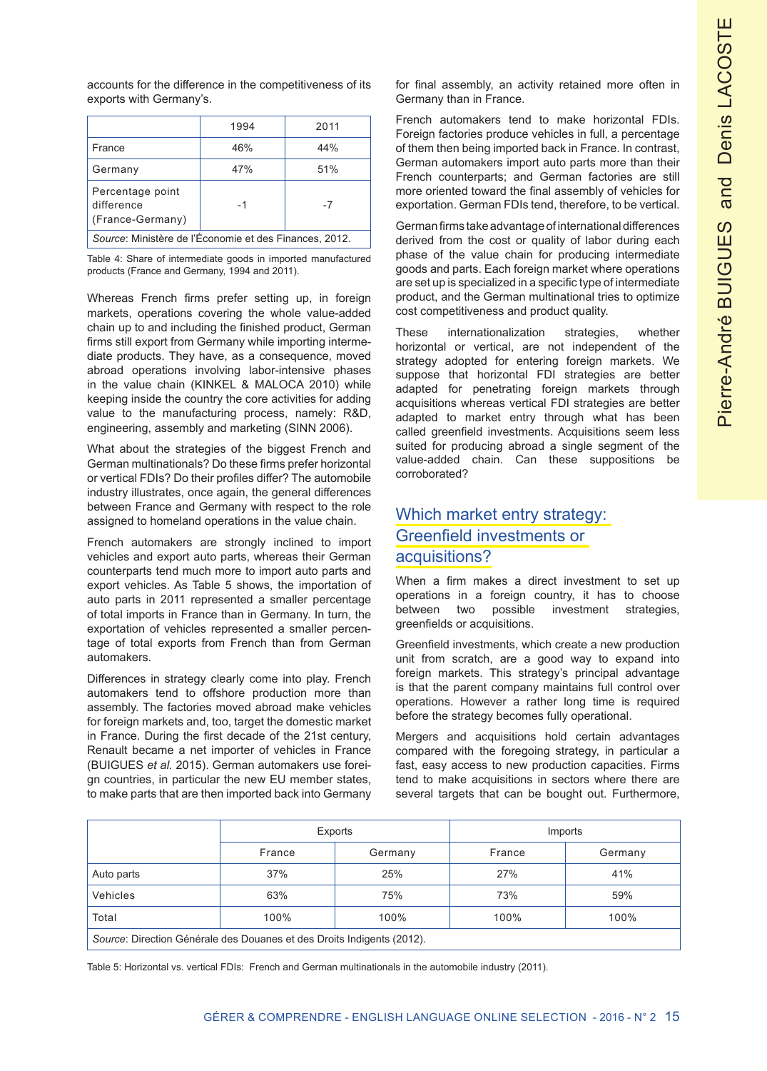accounts for the difference in the competitiveness of its exports with Germany's.

| | 1994 | 2011 |
|---|---|---|
| France | 46% | 44% |
| Germany | 47% | 51% |
| Percentage point difference (France-Germany) | -1 | -7 |
| *Source*: Ministère de l'Économie et des Finances, 2012. | | |

Table 4: Share of intermediate goods in imported manufactured products (France and Germany, 1994 and 2011).

Whereas French firms prefer setting up, in foreign markets, operations covering the whole value-added chain up to and including the finished product, German firms still export from Germany while importing intermediate products. They have, as a consequence, moved abroad operations involving labor-intensive phases in the value chain (KINKEL & MALOCA 2010) while keeping inside the country the core activities for adding value to the manufacturing process, namely: R&D, engineering, assembly and marketing (SINN 2006).

What about the strategies of the biggest French and German multinationals? Do these firms prefer horizontal or vertical FDIs? Do their profiles differ? The automobile industry illustrates, once again, the general differences between France and Germany with respect to the role assigned to homeland operations in the value chain.

French automakers are strongly inclined to import vehicles and export auto parts, whereas their German counterparts tend much more to import auto parts and export vehicles. As Table 5 shows, the importation of auto parts in 2011 represented a smaller percentage of total imports in France than in Germany. In turn, the exportation of vehicles represented a smaller percentage of total exports from French than from German automakers.

Differences in strategy clearly come into play. French automakers tend to offshore production more than assembly. The factories moved abroad make vehicles for foreign markets and, too, target the domestic market in France. During the first decade of the 21st century, Renault became a net importer of vehicles in France (BUIGUES *et al.* 2015). German automakers use foreign countries, in particular the new EU member states, to make parts that are then imported back into Germany for final assembly, an activity retained more often in Germany than in France.

French automakers tend to make horizontal FDIs. Foreign factories produce vehicles in full, a percentage of them then being imported back in France. In contrast, German automakers import auto parts more than their French counterparts; and German factories are still more oriented toward the final assembly of vehicles for exportation. German FDIs tend, therefore, to be vertical.

German firms take advantage of international differences derived from the cost or quality of labor during each phase of the value chain for producing intermediate goods and parts. Each foreign market where operations are set up is specialized in a specific type of intermediate product, and the German multinational tries to optimize cost competitiveness and product quality.

These internationalization strategies, whether horizontal or vertical, are not independent of the strategy adopted for entering foreign markets. We suppose that horizontal FDI strategies are better adapted for penetrating foreign markets through acquisitions whereas vertical FDI strategies are better adapted to market entry through what has been called greenfield investments. Acquisitions seem less suited for producing abroad a single segment of the value-added chain. Can these suppositions be corroborated?

## Which market entry strategy: Greenfield investments or acquisitions?

When a firm makes a direct investment to set up operations in a foreign country, it has to choose between two possible investment strategies, greenfields or acquisitions.

Greenfield investments, which create a new production unit from scratch, are a good way to expand into foreign markets. This strategy's principal advantage is that the parent company maintains full control over operations. However a rather long time is required before the strategy becomes fully operational.

Mergers and acquisitions hold certain advantages compared with the foregoing strategy, in particular a fast, easy access to new production capacities. Firms tend to make acquisitions in sectors where there are several targets that can be bought out. Furthermore,

| | Exports | | Imports | |
|---|---|---|---|---|
| | France | Germany | France | Germany |
| Auto parts | 37% | 25% | 27% | 41% |
| Vehicles | 63% | 75% | 73% | 59% |
| Total | 100% | 100% | 100% | 100% |
| *Source*: Direction Générale des Douanes et des Droits Indigents (2012). | | | | |

Table 5: Horizontal vs. vertical FDIs: French and German multinationals in the automobile industry (2011).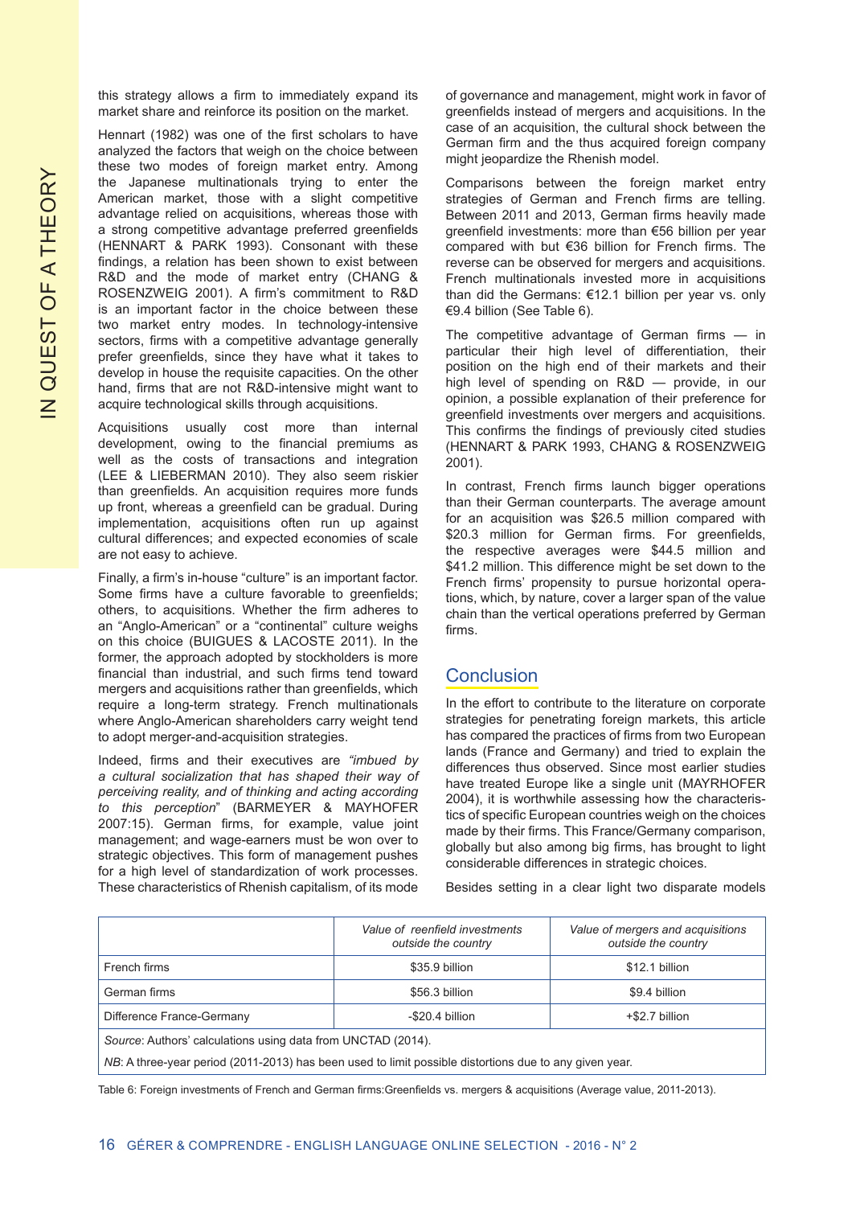this strategy allows a firm to immediately expand its market share and reinforce its position on the market.

Hennart (1982) was one of the first scholars to have analyzed the factors that weigh on the choice between these two modes of foreign market entry. Among the Japanese multinationals trying to enter the American market, those with a slight competitive advantage relied on acquisitions, whereas those with a strong competitive advantage preferred greenfields (HENNART & PARK 1993). Consonant with these findings, a relation has been shown to exist between R&D and the mode of market entry (CHANG & ROSENZWEIG 2001). A firm's commitment to R&D is an important factor in the choice between these two market entry modes. In technology-intensive sectors, firms with a competitive advantage generally prefer greenfields, since they have what it takes to develop in house the requisite capacities. On the other hand, firms that are not R&D-intensive might want to acquire technological skills through acquisitions.

Acquisitions usually cost more than internal development, owing to the financial premiums as well as the costs of transactions and integration (LEE & LIEBERMAN 2010). They also seem riskier than greenfields. An acquisition requires more funds up front, whereas a greenfield can be gradual. During implementation, acquisitions often run up against cultural differences; and expected economies of scale are not easy to achieve.

Finally, a firm's in-house "culture" is an important factor. Some firms have a culture favorable to greenfields; others, to acquisitions. Whether the firm adheres to an "Anglo-American" or a "continental" culture weighs on this choice (BUIGUES & LACOSTE 2011). In the former, the approach adopted by stockholders is more financial than industrial, and such firms tend toward mergers and acquisitions rather than greenfields, which require a long-term strategy. French multinationals where Anglo-American shareholders carry weight tend to adopt merger-and-acquisition strategies.

Indeed, firms and their executives are *"imbued by a cultural socialization that has shaped their way of perceiving reality, and of thinking and acting according to this perception*" (BARMEYER & MAYHOFER 2007:15). German firms, for example, value joint management; and wage-earners must be won over to strategic objectives. This form of management pushes for a high level of standardization of work processes. These characteristics of Rhenish capitalism, of its mode of governance and management, might work in favor of greenfields instead of mergers and acquisitions. In the case of an acquisition, the cultural shock between the German firm and the thus acquired foreign company might jeopardize the Rhenish model.

Comparisons between the foreign market entry strategies of German and French firms are telling. Between 2011 and 2013, German firms heavily made greenfield investments: more than €56 billion per year compared with but €36 billion for French firms. The reverse can be observed for mergers and acquisitions. French multinationals invested more in acquisitions than did the Germans: €12.1 billion per year vs. only €9.4 billion (See Table 6).

The competitive advantage of German firms — in particular their high level of differentiation, their position on the high end of their markets and their high level of spending on R&D — provide, in our opinion, a possible explanation of their preference for greenfield investments over mergers and acquisitions. This confirms the findings of previously cited studies (HENNART & PARK 1993, CHANG & ROSENZWEIG 2001).

In contrast, French firms launch bigger operations than their German counterparts. The average amount for an acquisition was $26.5 million compared with $20.3 million for German firms. For greenfields, the respective averages were $44.5 million and $41.2 million. This difference might be set down to the French firms' propensity to pursue horizontal operations, which, by nature, cover a larger span of the value chain than the vertical operations preferred by German firms.

## Conclusion

In the effort to contribute to the literature on corporate strategies for penetrating foreign markets, this article has compared the practices of firms from two European lands (France and Germany) and tried to explain the differences thus observed. Since most earlier studies have treated Europe like a single unit (MAYRHOFER 2004), it is worthwhile assessing how the characteristics of specific European countries weigh on the choices made by their firms. This France/Germany comparison, globally but also among big firms, has brought to light considerable differences in strategic choices.

Besides setting in a clear light two disparate models

| | *Value of reenfield investments outside the country* | *Value of mergers and acquisitions outside the country* |
|---|---|---|
| French firms | $35.9 billion | $12.1 billion |
| German firms | $56.3 billion | $9.4 billion |
| Difference France-Germany | -$20.4 billion | +$2.7 billion |
| *Source*: Authors' calculations using data from UNCTAD (2014). | | |
| *NB*: A three-year period (2011-2013) has been used to limit possible distortions due to any given year. | | |

Table 6: Foreign investments of French and German firms:Greenfields vs. mergers & acquisitions (Average value, 2011-2013).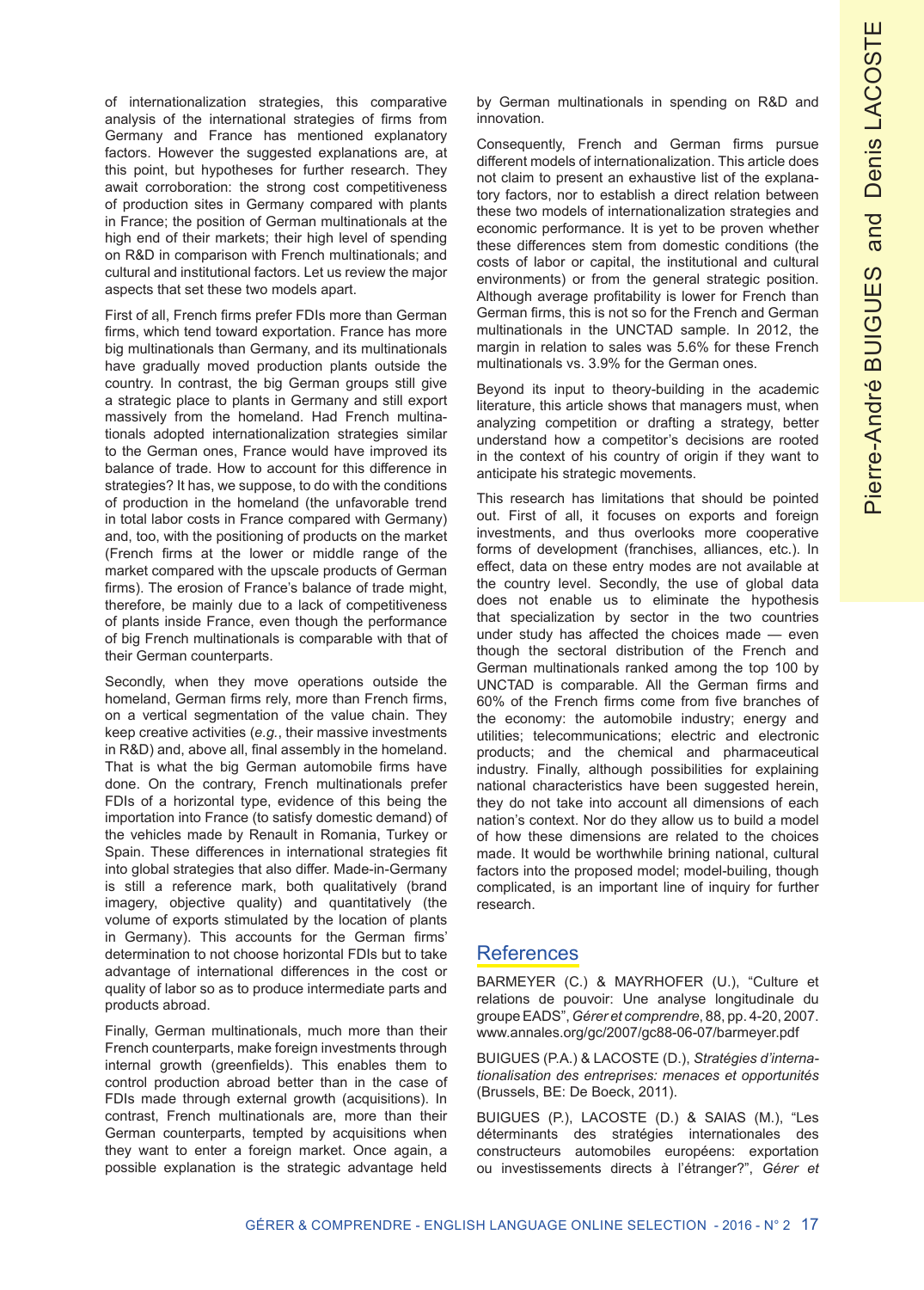of internationalization strategies, this comparative analysis of the international strategies of firms from Germany and France has mentioned explanatory factors. However the suggested explanations are, at this point, but hypotheses for further research. They await corroboration: the strong cost competitiveness of production sites in Germany compared with plants in France; the position of German multinationals at the high end of their markets; their high level of spending on R&D in comparison with French multinationals; and cultural and institutional factors. Let us review the major aspects that set these two models apart.

First of all, French firms prefer FDIs more than German firms, which tend toward exportation. France has more big multinationals than Germany, and its multinationals have gradually moved production plants outside the country. In contrast, the big German groups still give a strategic place to plants in Germany and still export massively from the homeland. Had French multinationals adopted internationalization strategies similar to the German ones, France would have improved its balance of trade. How to account for this difference in strategies? It has, we suppose, to do with the conditions of production in the homeland (the unfavorable trend in total labor costs in France compared with Germany) and, too, with the positioning of products on the market (French firms at the lower or middle range of the market compared with the upscale products of German firms). The erosion of France's balance of trade might, therefore, be mainly due to a lack of competitiveness of plants inside France, even though the performance of big French multinationals is comparable with that of their German counterparts.

Secondly, when they move operations outside the homeland, German firms rely, more than French firms, on a vertical segmentation of the value chain. They keep creative activities (*e.g.*, their massive investments in R&D) and, above all, final assembly in the homeland. That is what the big German automobile firms have done. On the contrary, French multinationals prefer FDIs of a horizontal type, evidence of this being the importation into France (to satisfy domestic demand) of the vehicles made by Renault in Romania, Turkey or Spain. These differences in international strategies fit into global strategies that also differ. Made-in-Germany is still a reference mark, both qualitatively (brand imagery, objective quality) and quantitatively (the volume of exports stimulated by the location of plants in Germany). This accounts for the German firms' determination to not choose horizontal FDIs but to take advantage of international differences in the cost or quality of labor so as to produce intermediate parts and products abroad.

Finally, German multinationals, much more than their French counterparts, make foreign investments through internal growth (greenfields). This enables them to control production abroad better than in the case of FDIs made through external growth (acquisitions). In contrast, French multinationals are, more than their German counterparts, tempted by acquisitions when they want to enter a foreign market. Once again, a possible explanation is the strategic advantage held by German multinationals in spending on R&D and innovation.

Consequently, French and German firms pursue different models of internationalization. This article does not claim to present an exhaustive list of the explanatory factors, nor to establish a direct relation between these two models of internationalization strategies and economic performance. It is yet to be proven whether these differences stem from domestic conditions (the costs of labor or capital, the institutional and cultural environments) or from the general strategic position. Although average profitability is lower for French than German firms, this is not so for the French and German multinationals in the UNCTAD sample. In 2012, the margin in relation to sales was 5.6% for these French multinationals vs. 3.9% for the German ones.

Beyond its input to theory-building in the academic literature, this article shows that managers must, when analyzing competition or drafting a strategy, better understand how a competitor's decisions are rooted in the context of his country of origin if they want to anticipate his strategic movements.

This research has limitations that should be pointed out. First of all, it focuses on exports and foreign investments, and thus overlooks more cooperative forms of development (franchises, alliances, etc.). In effect, data on these entry modes are not available at the country level. Secondly, the use of global data does not enable us to eliminate the hypothesis that specialization by sector in the two countries under study has affected the choices made — even though the sectoral distribution of the French and German multinationals ranked among the top 100 by UNCTAD is comparable. All the German firms and 60% of the French firms come from five branches of the economy: the automobile industry; energy and utilities; telecommunications; electric and electronic products; and the chemical and pharmaceutical industry. Finally, although possibilities for explaining national characteristics have been suggested herein, they do not take into account all dimensions of each nation's context. Nor do they allow us to build a model of how these dimensions are related to the choices made. It would be worthwhile brining national, cultural factors into the proposed model; model-builing, though complicated, is an important line of inquiry for further research.

## References

BARMEYER (C.) & MAYRHOFER (U.), "Culture et relations de pouvoir: Une analyse longitudinale du groupe EADS", *Gérer et comprendre*, 88, pp. 4-20, 2007. www.annales.org/gc/2007/gc88-06-07/barmeyer.pdf

BUIGUES (P.A.) & LACOSTE (D.), *Stratégies d'internationalisation des entreprises: menaces et opportunités* (Brussels, BE: De Boeck, 2011).

BUIGUES (P.), LACOSTE (D.) & SAIAS (M.), "Les déterminants des stratégies internationales des constructeurs automobiles européens: exportation ou investissements directs à l'étranger?", *Gérer et*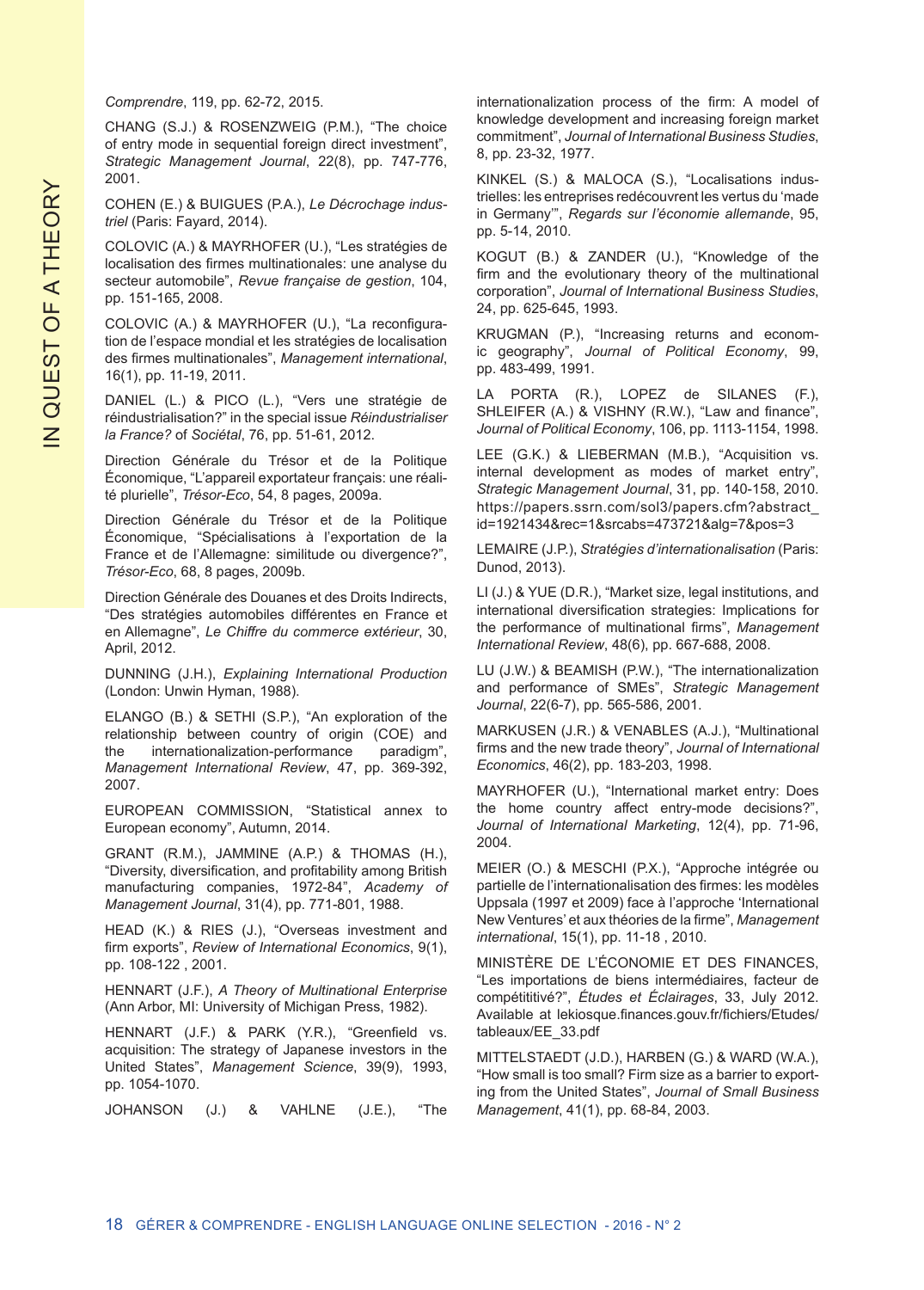*Comprendre*, 119, pp. 62-72, 2015.

CHANG (S.J.) & ROSENZWEIG (P.M.), "The choice of entry mode in sequential foreign direct investment", *Strategic Management Journal*, 22(8), pp. 747-776, 2001.

COHEN (E.) & BUIGUES (P.A.), *Le Décrochage industriel* (Paris: Fayard, 2014).

COLOVIC (A.) & MAYRHOFER (U.), "Les stratégies de localisation des firmes multinationales: une analyse du secteur automobile", *Revue française de gestion*, 104, pp. 151-165, 2008.

COLOVIC (A.) & MAYRHOFER (U.), "La reconfiguration de l'espace mondial et les stratégies de localisation des firmes multinationales", *Management international*, 16(1), pp. 11-19, 2011.

DANIEL (L.) & PICO (L.), "Vers une stratégie de réindustrialisation?" in the special issue *Réindustrialiser la France?* of *Sociétal*, 76, pp. 51-61, 2012.

Direction Générale du Trésor et de la Politique Économique, "L'appareil exportateur français: une réalité plurielle", *Trésor-Eco*, 54, 8 pages, 2009a.

Direction Générale du Trésor et de la Politique Économique, "Spécialisations à l'exportation de la France et de l'Allemagne: similitude ou divergence?", *Trésor-Eco*, 68, 8 pages, 2009b.

Direction Générale des Douanes et des Droits Indirects, "Des stratégies automobiles différentes en France et en Allemagne", *Le Chiffre du commerce extérieur*, 30, April, 2012.

DUNNING (J.H.), *Explaining International Production* (London: Unwin Hyman, 1988).

ELANGO (B.) & SETHI (S.P.), "An exploration of the relationship between country of origin (COE) and the internationalization-performance paradigm", *Management International Review*, 47, pp. 369-392, 2007.

EUROPEAN COMMISSION, "Statistical annex to European economy", Autumn, 2014.

GRANT (R.M.), JAMMINE (A.P.) & THOMAS (H.), "Diversity, diversification, and profitability among British manufacturing companies, 1972-84", *Academy of Management Journal*, 31(4), pp. 771-801, 1988.

HEAD (K.) & RIES (J.), "Overseas investment and firm exports", *Review of International Economics*, 9(1), pp. 108-122 , 2001.

HENNART (J.F.), *A Theory of Multinational Enterprise* (Ann Arbor, MI: University of Michigan Press, 1982).

HENNART (J.F.) & PARK (Y.R.), "Greenfield vs. acquisition: The strategy of Japanese investors in the United States", *Management Science*, 39(9), 1993, pp. 1054-1070.

JOHANSON (J.) & VAHLNE (J.E.), "The internationalization process of the firm: A model of knowledge development and increasing foreign market commitment", *Journal of International Business Studies*, 8, pp. 23-32, 1977.

KINKEL (S.) & MALOCA (S.), "Localisations industrielles: les entreprises redécouvrent les vertus du 'made in Germany'", *Regards sur l'économie allemande*, 95, pp. 5-14, 2010.

KOGUT (B.) & ZANDER (U.), "Knowledge of the firm and the evolutionary theory of the multinational corporation", *Journal of International Business Studies*, 24, pp. 625-645, 1993.

KRUGMAN (P.), "Increasing returns and economic geography", *Journal of Political Economy*, 99, pp. 483-499, 1991.

LA PORTA (R.), LOPEZ de SILANES (F.), SHLEIFER (A.) & VISHNY (R.W.), "Law and finance", *Journal of Political Economy*, 106, pp. 1113-1154, 1998.

LEE (G.K.) & LIEBERMAN (M.B.), "Acquisition vs. internal development as modes of market entry", *Strategic Management Journal*, 31, pp. 140-158, 2010. https://papers.ssrn.com/sol3/papers.cfm?abstract_id=1921434&rec=1&srcabs=473721&alg=7&pos=3

LEMAIRE (J.P.), *Stratégies d'internationalisation* (Paris: Dunod, 2013).

LI (J.) & YUE (D.R.), "Market size, legal institutions, and international diversification strategies: Implications for the performance of multinational firms", *Management International Review*, 48(6), pp. 667-688, 2008.

LU (J.W.) & BEAMISH (P.W.), "The internationalization and performance of SMEs", *Strategic Management Journal*, 22(6-7), pp. 565-586, 2001.

MARKUSEN (J.R.) & VENABLES (A.J.), "Multinational firms and the new trade theory", *Journal of International Economics*, 46(2), pp. 183-203, 1998.

MAYRHOFER (U.), "International market entry: Does the home country affect entry-mode decisions?", *Journal of International Marketing*, 12(4), pp. 71-96, 2004.

MEIER (O.) & MESCHI (P.X.), "Approche intégrée ou partielle de l'internationalisation des firmes: les modèles Uppsala (1997 et 2009) face à l'approche 'International New Ventures' et aux théories de la firme", *Management international*, 15(1), pp. 11-18 , 2010.

MINISTÈRE DE L'ÉCONOMIE ET DES FINANCES, "Les importations de biens intermédiaires, facteur de compétititivé?", *Études et Éclairages*, 33, July 2012. Available at lekiosque.finances.gouv.fr/fichiers/Etudes/tableaux/EE_33.pdf

MITTELSTAEDT (J.D.), HARBEN (G.) & WARD (W.A.), "How small is too small? Firm size as a barrier to exporting from the United States", *Journal of Small Business Management*, 41(1), pp. 68-84, 2003.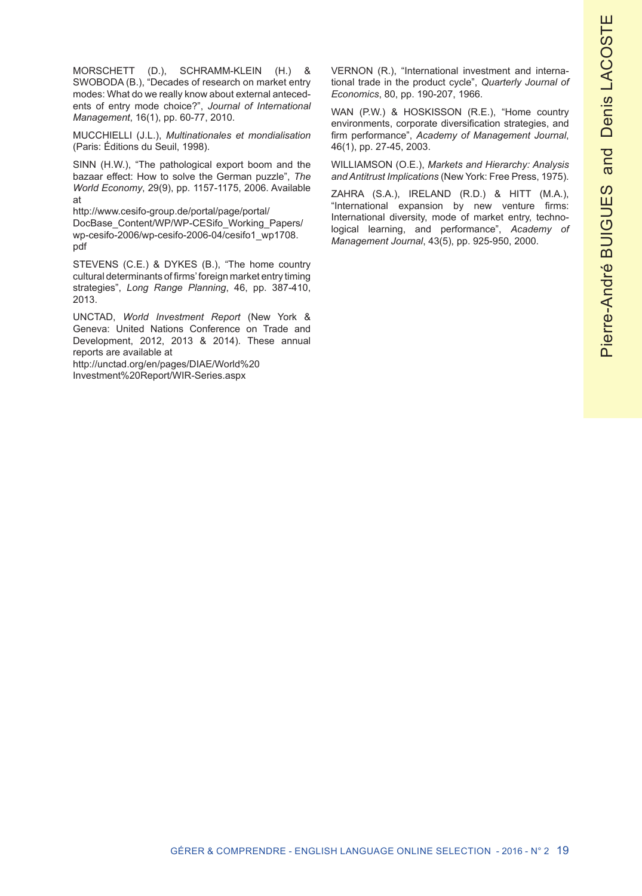MORSCHETT (D.), SCHRAMM-KLEIN (H.) & SWOBODA (B.), "Decades of research on market entry modes: What do we really know about external antecedents of entry mode choice?", *Journal of International Management*, 16(1), pp. 60-77, 2010.

MUCCHIELLI (J.L.), *Multinationales et mondialisation* (Paris: Éditions du Seuil, 1998).

SINN (H.W.), "The pathological export boom and the bazaar effect: How to solve the German puzzle", *The World Economy*, 29(9), pp. 1157-1175, 2006. Available at
http://www.cesifo-group.de/portal/page/portal/DocBase_Content/WP/WP-CESifo_Working_Papers/wp-cesifo-2006/wp-cesifo-2006-04/cesifo1_wp1708.pdf

STEVENS (C.E.) & DYKES (B.), "The home country cultural determinants of firms' foreign market entry timing strategies", *Long Range Planning*, 46, pp. 387-410, 2013.

UNCTAD, *World Investment Report* (New York & Geneva: United Nations Conference on Trade and Development, 2012, 2013 & 2014). These annual reports are available at
http://unctad.org/en/pages/DIAE/World%20Investment%20Report/WIR-Series.aspx

VERNON (R.), "International investment and international trade in the product cycle", *Quarterly Journal of Economics*, 80, pp. 190-207, 1966.

WAN (P.W.) & HOSKISSON (R.E.), "Home country environments, corporate diversification strategies, and firm performance", *Academy of Management Journal*, 46(1), pp. 27-45, 2003.

WILLIAMSON (O.E.), *Markets and Hierarchy: Analysis and Antitrust Implications* (New York: Free Press, 1975).

ZAHRA (S.A.), IRELAND (R.D.) & HITT (M.A.), "International expansion by new venture firms: International diversity, mode of market entry, technological learning, and performance", *Academy of Management Journal*, 43(5), pp. 925-950, 2000.